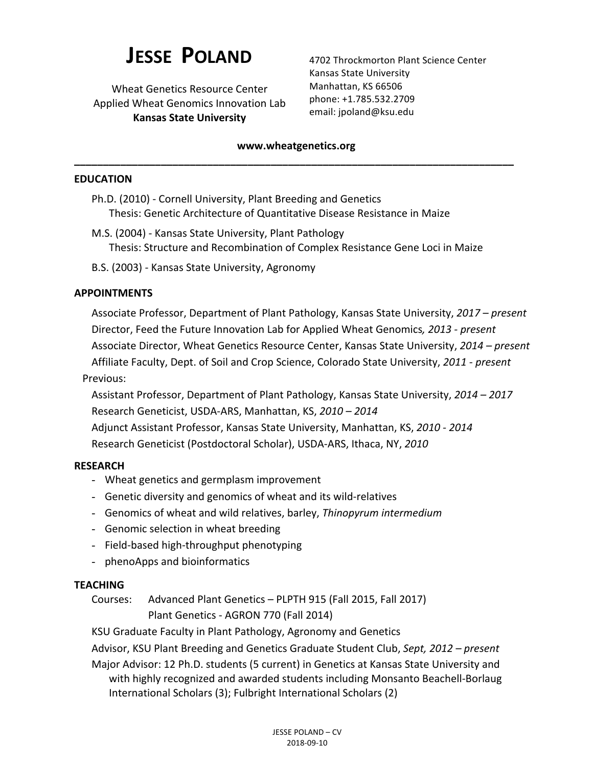# JESSE POLAND

Wheat Genetics Resource Center
Applied Wheat Genomics Innovation Lab
**Kansas State University**

4702 Throckmorton Plant Science Center
Kansas State University
Manhattan, KS 66506
phone: +1.785.532.2709
email: jpoland@ksu.edu

**www.wheatgenetics.org**

---

## EDUCATION

Ph.D. (2010) - Cornell University, Plant Breeding and Genetics
  Thesis: Genetic Architecture of Quantitative Disease Resistance in Maize

M.S. (2004) - Kansas State University, Plant Pathology
  Thesis: Structure and Recombination of Complex Resistance Gene Loci in Maize

B.S. (2003) - Kansas State University, Agronomy

## APPOINTMENTS

Associate Professor, Department of Plant Pathology, Kansas State University, *2017 – present*
Director, Feed the Future Innovation Lab for Applied Wheat Genomics*, 2013 - present*
Associate Director, Wheat Genetics Resource Center, Kansas State University, *2014 – present*
Affiliate Faculty, Dept. of Soil and Crop Science, Colorado State University, *2011 - present*

Previous:

Assistant Professor, Department of Plant Pathology, Kansas State University, *2014 – 2017*
Research Geneticist, USDA-ARS, Manhattan, KS, *2010 – 2014*
Adjunct Assistant Professor, Kansas State University, Manhattan, KS, *2010 - 2014*
Research Geneticist (Postdoctoral Scholar), USDA-ARS, Ithaca, NY, *2010*

## RESEARCH

- Wheat genetics and germplasm improvement
- Genetic diversity and genomics of wheat and its wild-relatives
- Genomics of wheat and wild relatives, barley, *Thinopyrum intermedium*
- Genomic selection in wheat breeding
- Field-based high-throughput phenotyping
- phenoApps and bioinformatics

## TEACHING

Courses: Advanced Plant Genetics – PLPTH 915 (Fall 2015, Fall 2017)
  Plant Genetics - AGRON 770 (Fall 2014)

KSU Graduate Faculty in Plant Pathology, Agronomy and Genetics

Advisor, KSU Plant Breeding and Genetics Graduate Student Club, *Sept, 2012 – present*

Major Advisor: 12 Ph.D. students (5 current) in Genetics at Kansas State University and with highly recognized and awarded students including Monsanto Beachell-Borlaug International Scholars (3); Fulbright International Scholars (2)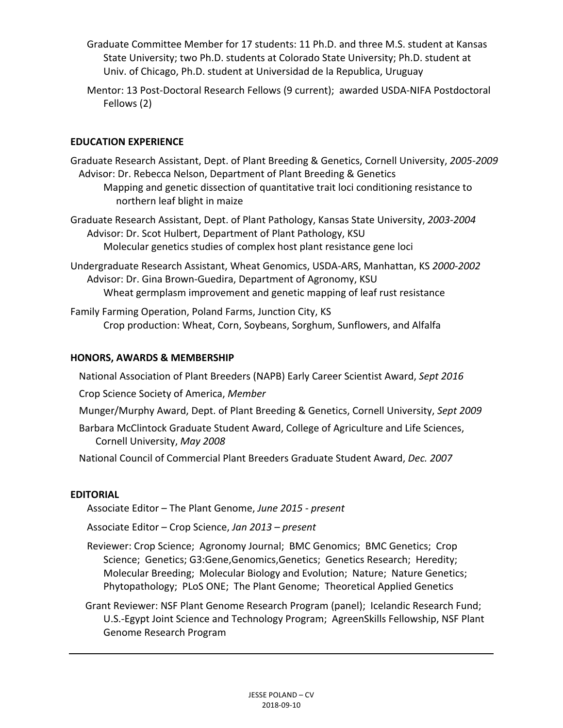Graduate Committee Member for 17 students: 11 Ph.D. and three M.S. student at Kansas State University; two Ph.D. students at Colorado State University; Ph.D. student at Univ. of Chicago, Ph.D. student at Universidad de la Republica, Uruguay

Mentor: 13 Post-Doctoral Research Fellows (9 current); awarded USDA-NIFA Postdoctoral Fellows (2)

## EDUCATION EXPERIENCE

Graduate Research Assistant, Dept. of Plant Breeding & Genetics, Cornell University, *2005-2009*
Advisor: Dr. Rebecca Nelson, Department of Plant Breeding & Genetics
Mapping and genetic dissection of quantitative trait loci conditioning resistance to northern leaf blight in maize

Graduate Research Assistant, Dept. of Plant Pathology, Kansas State University, *2003-2004*
Advisor: Dr. Scot Hulbert, Department of Plant Pathology, KSU
Molecular genetics studies of complex host plant resistance gene loci

Undergraduate Research Assistant, Wheat Genomics, USDA-ARS, Manhattan, KS *2000-2002*
Advisor: Dr. Gina Brown-Guedira, Department of Agronomy, KSU
Wheat germplasm improvement and genetic mapping of leaf rust resistance

Family Farming Operation, Poland Farms, Junction City, KS
Crop production: Wheat, Corn, Soybeans, Sorghum, Sunflowers, and Alfalfa

## HONORS, AWARDS & MEMBERSHIP

National Association of Plant Breeders (NAPB) Early Career Scientist Award, *Sept 2016*

Crop Science Society of America, *Member*

Munger/Murphy Award, Dept. of Plant Breeding & Genetics, Cornell University, *Sept 2009*

Barbara McClintock Graduate Student Award, College of Agriculture and Life Sciences, Cornell University, *May 2008*

National Council of Commercial Plant Breeders Graduate Student Award, *Dec. 2007*

## EDITORIAL

Associate Editor – The Plant Genome, *June 2015 - present*

Associate Editor – Crop Science, *Jan 2013 – present*

Reviewer: Crop Science; Agronomy Journal; BMC Genomics; BMC Genetics; Crop Science; Genetics; G3:Gene,Genomics,Genetics; Genetics Research; Heredity; Molecular Breeding; Molecular Biology and Evolution; Nature; Nature Genetics; Phytopathology; PLoS ONE; The Plant Genome; Theoretical Applied Genetics

Grant Reviewer: NSF Plant Genome Research Program (panel); Icelandic Research Fund; U.S.-Egypt Joint Science and Technology Program; AgreenSkills Fellowship, NSF Plant Genome Research Program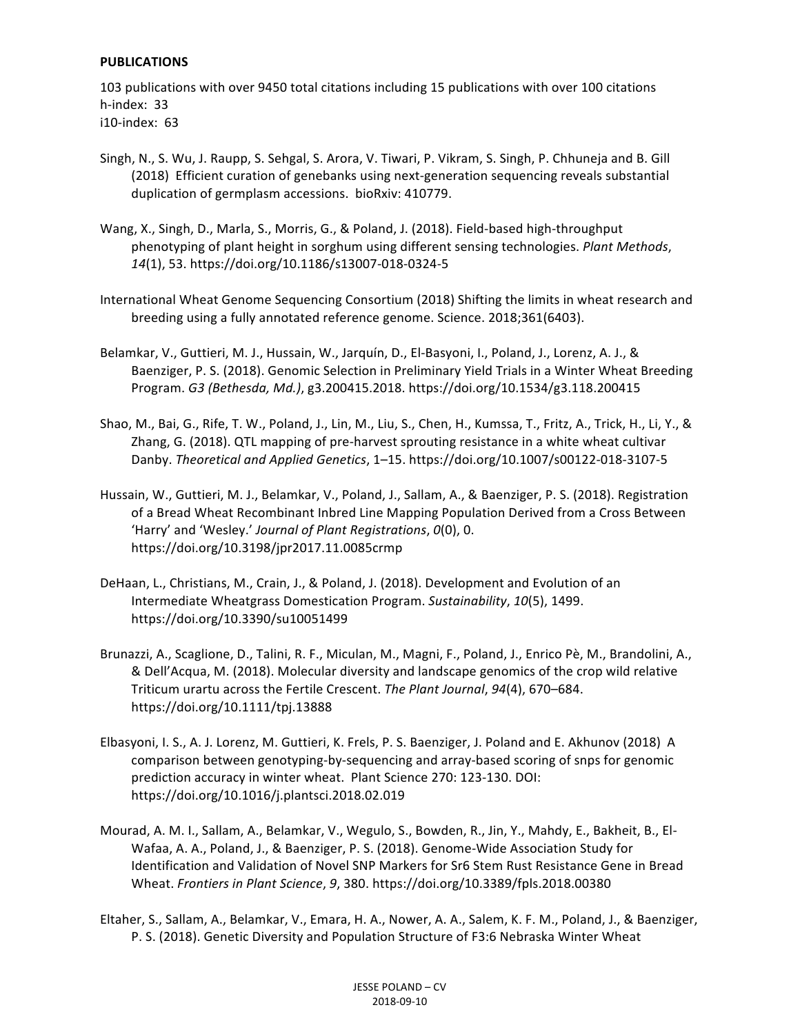**PUBLICATIONS**

103 publications with over 9450 total citations including 15 publications with over 100 citations
h-index: 33
i10-index: 63

Singh, N., S. Wu, J. Raupp, S. Sehgal, S. Arora, V. Tiwari, P. Vikram, S. Singh, P. Chhuneja and B. Gill (2018) Efficient curation of genebanks using next-generation sequencing reveals substantial duplication of germplasm accessions. bioRxiv: 410779.

Wang, X., Singh, D., Marla, S., Morris, G., & Poland, J. (2018). Field-based high-throughput phenotyping of plant height in sorghum using different sensing technologies. *Plant Methods*, *14*(1), 53. https://doi.org/10.1186/s13007-018-0324-5

International Wheat Genome Sequencing Consortium (2018) Shifting the limits in wheat research and breeding using a fully annotated reference genome. Science. 2018;361(6403).

Belamkar, V., Guttieri, M. J., Hussain, W., Jarquín, D., El-Basyoni, I., Poland, J., Lorenz, A. J., & Baenziger, P. S. (2018). Genomic Selection in Preliminary Yield Trials in a Winter Wheat Breeding Program. *G3 (Bethesda, Md.)*, g3.200415.2018. https://doi.org/10.1534/g3.118.200415

Shao, M., Bai, G., Rife, T. W., Poland, J., Lin, M., Liu, S., Chen, H., Kumssa, T., Fritz, A., Trick, H., Li, Y., & Zhang, G. (2018). QTL mapping of pre-harvest sprouting resistance in a white wheat cultivar Danby. *Theoretical and Applied Genetics*, 1–15. https://doi.org/10.1007/s00122-018-3107-5

Hussain, W., Guttieri, M. J., Belamkar, V., Poland, J., Sallam, A., & Baenziger, P. S. (2018). Registration of a Bread Wheat Recombinant Inbred Line Mapping Population Derived from a Cross Between 'Harry' and 'Wesley.' *Journal of Plant Registrations*, *0*(0), 0. https://doi.org/10.3198/jpr2017.11.0085crmp

DeHaan, L., Christians, M., Crain, J., & Poland, J. (2018). Development and Evolution of an Intermediate Wheatgrass Domestication Program. *Sustainability*, *10*(5), 1499. https://doi.org/10.3390/su10051499

Brunazzi, A., Scaglione, D., Talini, R. F., Miculan, M., Magni, F., Poland, J., Enrico Pè, M., Brandolini, A., & Dell'Acqua, M. (2018). Molecular diversity and landscape genomics of the crop wild relative Triticum urartu across the Fertile Crescent. *The Plant Journal*, *94*(4), 670–684. https://doi.org/10.1111/tpj.13888

Elbasyoni, I. S., A. J. Lorenz, M. Guttieri, K. Frels, P. S. Baenziger, J. Poland and E. Akhunov (2018) A comparison between genotyping-by-sequencing and array-based scoring of snps for genomic prediction accuracy in winter wheat. Plant Science 270: 123-130. DOI: https://doi.org/10.1016/j.plantsci.2018.02.019

Mourad, A. M. I., Sallam, A., Belamkar, V., Wegulo, S., Bowden, R., Jin, Y., Mahdy, E., Bakheit, B., El-Wafaa, A. A., Poland, J., & Baenziger, P. S. (2018). Genome-Wide Association Study for Identification and Validation of Novel SNP Markers for Sr6 Stem Rust Resistance Gene in Bread Wheat. *Frontiers in Plant Science*, *9*, 380. https://doi.org/10.3389/fpls.2018.00380

Eltaher, S., Sallam, A., Belamkar, V., Emara, H. A., Nower, A. A., Salem, K. F. M., Poland, J., & Baenziger, P. S. (2018). Genetic Diversity and Population Structure of F3:6 Nebraska Winter Wheat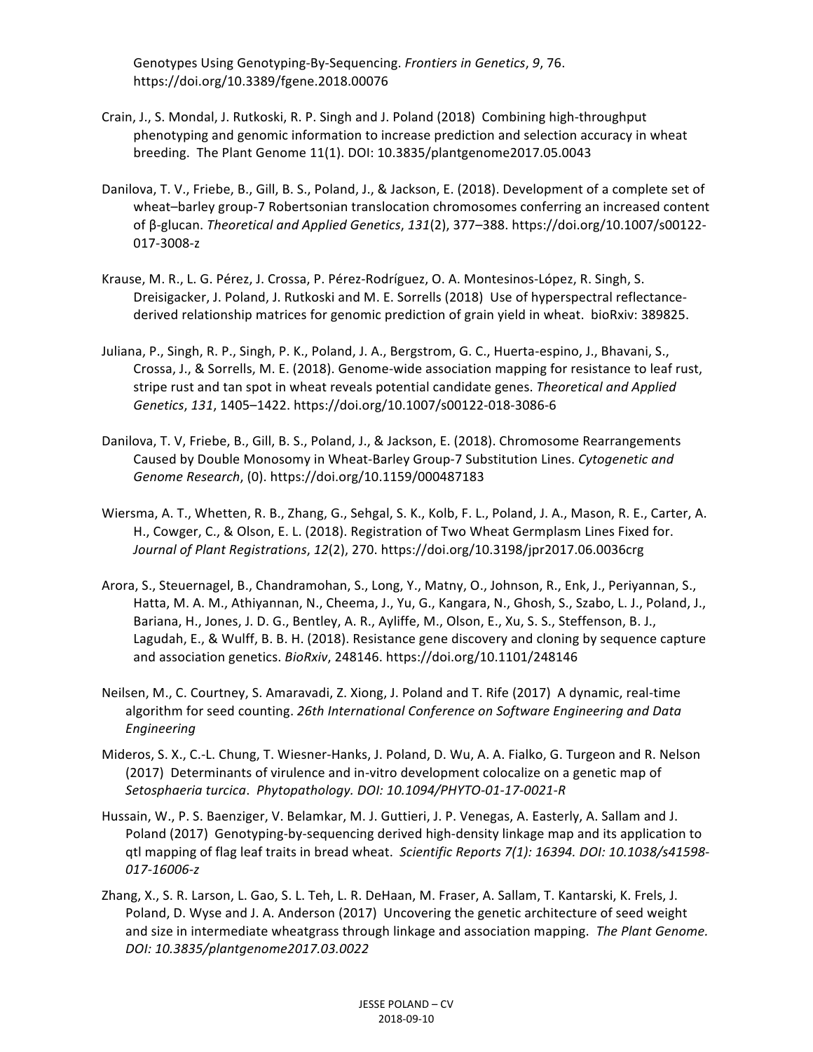Genotypes Using Genotyping-By-Sequencing. *Frontiers in Genetics*, *9*, 76. https://doi.org/10.3389/fgene.2018.00076

Crain, J., S. Mondal, J. Rutkoski, R. P. Singh and J. Poland (2018) Combining high-throughput phenotyping and genomic information to increase prediction and selection accuracy in wheat breeding. The Plant Genome 11(1). DOI: 10.3835/plantgenome2017.05.0043

Danilova, T. V., Friebe, B., Gill, B. S., Poland, J., & Jackson, E. (2018). Development of a complete set of wheat–barley group-7 Robertsonian translocation chromosomes conferring an increased content of β-glucan. *Theoretical and Applied Genetics*, *131*(2), 377–388. https://doi.org/10.1007/s00122-017-3008-z

Krause, M. R., L. G. Pérez, J. Crossa, P. Pérez-Rodríguez, O. A. Montesinos-López, R. Singh, S. Dreisigacker, J. Poland, J. Rutkoski and M. E. Sorrells (2018) Use of hyperspectral reflectance-derived relationship matrices for genomic prediction of grain yield in wheat. bioRxiv: 389825.

Juliana, P., Singh, R. P., Singh, P. K., Poland, J. A., Bergstrom, G. C., Huerta-espino, J., Bhavani, S., Crossa, J., & Sorrells, M. E. (2018). Genome-wide association mapping for resistance to leaf rust, stripe rust and tan spot in wheat reveals potential candidate genes. *Theoretical and Applied Genetics*, *131*, 1405–1422. https://doi.org/10.1007/s00122-018-3086-6

Danilova, T. V, Friebe, B., Gill, B. S., Poland, J., & Jackson, E. (2018). Chromosome Rearrangements Caused by Double Monosomy in Wheat-Barley Group-7 Substitution Lines. *Cytogenetic and Genome Research*, (0). https://doi.org/10.1159/000487183

Wiersma, A. T., Whetten, R. B., Zhang, G., Sehgal, S. K., Kolb, F. L., Poland, J. A., Mason, R. E., Carter, A. H., Cowger, C., & Olson, E. L. (2018). Registration of Two Wheat Germplasm Lines Fixed for. *Journal of Plant Registrations*, *12*(2), 270. https://doi.org/10.3198/jpr2017.06.0036crg

Arora, S., Steuernagel, B., Chandramohan, S., Long, Y., Matny, O., Johnson, R., Enk, J., Periyannan, S., Hatta, M. A. M., Athiyannan, N., Cheema, J., Yu, G., Kangara, N., Ghosh, S., Szabo, L. J., Poland, J., Bariana, H., Jones, J. D. G., Bentley, A. R., Ayliffe, M., Olson, E., Xu, S. S., Steffenson, B. J., Lagudah, E., & Wulff, B. B. H. (2018). Resistance gene discovery and cloning by sequence capture and association genetics. *BioRxiv*, 248146. https://doi.org/10.1101/248146

Neilsen, M., C. Courtney, S. Amaravadi, Z. Xiong, J. Poland and T. Rife (2017) A dynamic, real-time algorithm for seed counting. *26th International Conference on Software Engineering and Data Engineering*

Mideros, S. X., C.-L. Chung, T. Wiesner-Hanks, J. Poland, D. Wu, A. A. Fialko, G. Turgeon and R. Nelson (2017) Determinants of virulence and in-vitro development colocalize on a genetic map of *Setosphaeria turcica*. *Phytopathology. DOI: 10.1094/PHYTO-01-17-0021-R*

Hussain, W., P. S. Baenziger, V. Belamkar, M. J. Guttieri, J. P. Venegas, A. Easterly, A. Sallam and J. Poland (2017) Genotyping-by-sequencing derived high-density linkage map and its application to qtl mapping of flag leaf traits in bread wheat. *Scientific Reports 7(1): 16394. DOI: 10.1038/s41598-017-16006-z*

Zhang, X., S. R. Larson, L. Gao, S. L. Teh, L. R. DeHaan, M. Fraser, A. Sallam, T. Kantarski, K. Frels, J. Poland, D. Wyse and J. A. Anderson (2017) Uncovering the genetic architecture of seed weight and size in intermediate wheatgrass through linkage and association mapping. *The Plant Genome. DOI: 10.3835/plantgenome2017.03.0022*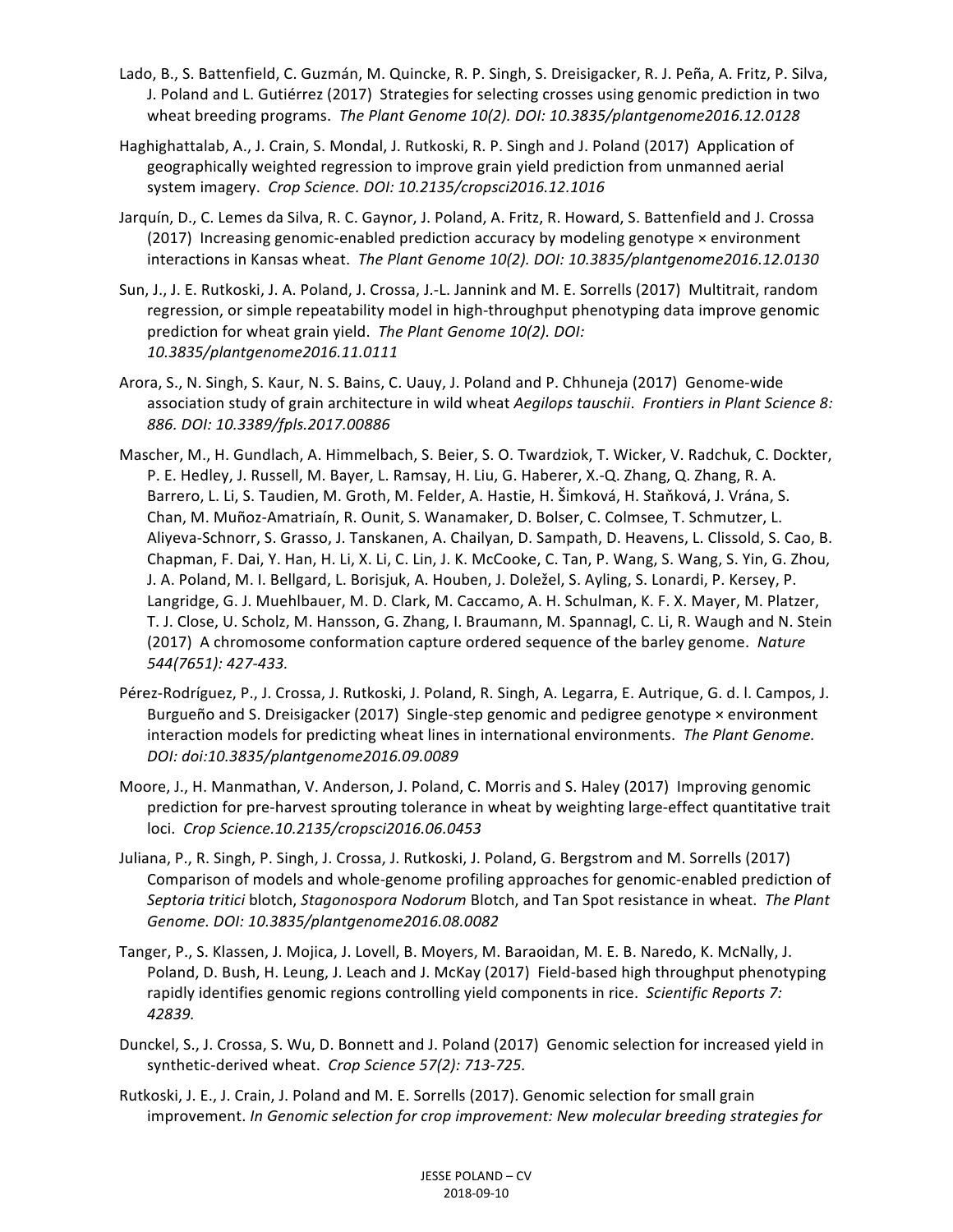Lado, B., S. Battenfield, C. Guzmán, M. Quincke, R. P. Singh, S. Dreisigacker, R. J. Peña, A. Fritz, P. Silva, J. Poland and L. Gutiérrez (2017) Strategies for selecting crosses using genomic prediction in two wheat breeding programs. *The Plant Genome 10(2). DOI: 10.3835/plantgenome2016.12.0128*

Haghighattalab, A., J. Crain, S. Mondal, J. Rutkoski, R. P. Singh and J. Poland (2017) Application of geographically weighted regression to improve grain yield prediction from unmanned aerial system imagery. *Crop Science. DOI: 10.2135/cropsci2016.12.1016*

Jarquín, D., C. Lemes da Silva, R. C. Gaynor, J. Poland, A. Fritz, R. Howard, S. Battenfield and J. Crossa (2017) Increasing genomic-enabled prediction accuracy by modeling genotype × environment interactions in Kansas wheat. *The Plant Genome 10(2). DOI: 10.3835/plantgenome2016.12.0130*

Sun, J., J. E. Rutkoski, J. A. Poland, J. Crossa, J.-L. Jannink and M. E. Sorrells (2017) Multitrait, random regression, or simple repeatability model in high-throughput phenotyping data improve genomic prediction for wheat grain yield. *The Plant Genome 10(2). DOI: 10.3835/plantgenome2016.11.0111*

Arora, S., N. Singh, S. Kaur, N. S. Bains, C. Uauy, J. Poland and P. Chhuneja (2017) Genome-wide association study of grain architecture in wild wheat *Aegilops tauschii*. *Frontiers in Plant Science 8: 886. DOI: 10.3389/fpls.2017.00886*

Mascher, M., H. Gundlach, A. Himmelbach, S. Beier, S. O. Twardziok, T. Wicker, V. Radchuk, C. Dockter, P. E. Hedley, J. Russell, M. Bayer, L. Ramsay, H. Liu, G. Haberer, X.-Q. Zhang, Q. Zhang, R. A. Barrero, L. Li, S. Taudien, M. Groth, M. Felder, A. Hastie, H. Šimková, H. Staňková, J. Vrána, S. Chan, M. Muñoz-Amatriaín, R. Ounit, S. Wanamaker, D. Bolser, C. Colmsee, T. Schmutzer, L. Aliyeva-Schnorr, S. Grasso, J. Tanskanen, A. Chailyan, D. Sampath, D. Heavens, L. Clissold, S. Cao, B. Chapman, F. Dai, Y. Han, H. Li, X. Li, C. Lin, J. K. McCooke, C. Tan, P. Wang, S. Wang, S. Yin, G. Zhou, J. A. Poland, M. I. Bellgard, L. Borisjuk, A. Houben, J. Doležel, S. Ayling, S. Lonardi, P. Kersey, P. Langridge, G. J. Muehlbauer, M. D. Clark, M. Caccamo, A. H. Schulman, K. F. X. Mayer, M. Platzer, T. J. Close, U. Scholz, M. Hansson, G. Zhang, I. Braumann, M. Spannagl, C. Li, R. Waugh and N. Stein (2017) A chromosome conformation capture ordered sequence of the barley genome. *Nature 544(7651): 427-433.*

Pérez-Rodríguez, P., J. Crossa, J. Rutkoski, J. Poland, R. Singh, A. Legarra, E. Autrique, G. d. l. Campos, J. Burgueño and S. Dreisigacker (2017) Single-step genomic and pedigree genotype × environment interaction models for predicting wheat lines in international environments. *The Plant Genome. DOI: doi:10.3835/plantgenome2016.09.0089*

Moore, J., H. Manmathan, V. Anderson, J. Poland, C. Morris and S. Haley (2017) Improving genomic prediction for pre-harvest sprouting tolerance in wheat by weighting large-effect quantitative trait loci. *Crop Science.10.2135/cropsci2016.06.0453*

Juliana, P., R. Singh, P. Singh, J. Crossa, J. Rutkoski, J. Poland, G. Bergstrom and M. Sorrells (2017) Comparison of models and whole-genome profiling approaches for genomic-enabled prediction of *Septoria tritici* blotch, *Stagonospora Nodorum* Blotch, and Tan Spot resistance in wheat. *The Plant Genome. DOI: 10.3835/plantgenome2016.08.0082*

Tanger, P., S. Klassen, J. Mojica, J. Lovell, B. Moyers, M. Baraoidan, M. E. B. Naredo, K. McNally, J. Poland, D. Bush, H. Leung, J. Leach and J. McKay (2017) Field-based high throughput phenotyping rapidly identifies genomic regions controlling yield components in rice. *Scientific Reports 7: 42839.*

Dunckel, S., J. Crossa, S. Wu, D. Bonnett and J. Poland (2017) Genomic selection for increased yield in synthetic-derived wheat. *Crop Science 57(2): 713-725.*

Rutkoski, J. E., J. Crain, J. Poland and M. E. Sorrells (2017). Genomic selection for small grain improvement. *In Genomic selection for crop improvement: New molecular breeding strategies for*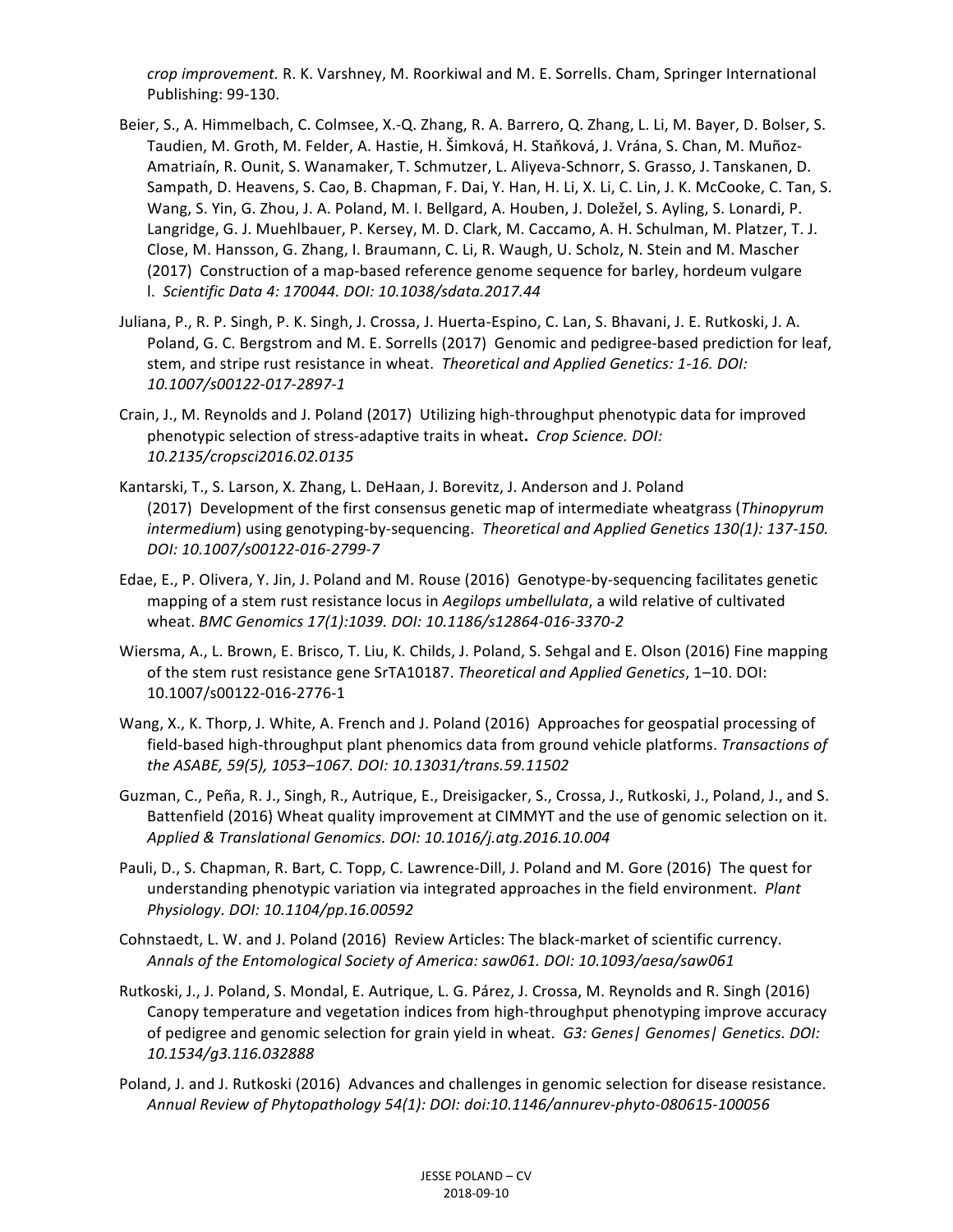*crop improvement.* R. K. Varshney, M. Roorkiwal and M. E. Sorrells. Cham, Springer International Publishing: 99-130.

Beier, S., A. Himmelbach, C. Colmsee, X.-Q. Zhang, R. A. Barrero, Q. Zhang, L. Li, M. Bayer, D. Bolser, S. Taudien, M. Groth, M. Felder, A. Hastie, H. Šimková, H. Staňková, J. Vrána, S. Chan, M. Muñoz-Amatriaín, R. Ounit, S. Wanamaker, T. Schmutzer, L. Aliyeva-Schnorr, S. Grasso, J. Tanskanen, D. Sampath, D. Heavens, S. Cao, B. Chapman, F. Dai, Y. Han, H. Li, X. Li, C. Lin, J. K. McCooke, C. Tan, S. Wang, S. Yin, G. Zhou, J. A. Poland, M. I. Bellgard, A. Houben, J. Doležel, S. Ayling, S. Lonardi, P. Langridge, G. J. Muehlbauer, P. Kersey, M. D. Clark, M. Caccamo, A. H. Schulman, M. Platzer, T. J. Close, M. Hansson, G. Zhang, I. Braumann, C. Li, R. Waugh, U. Scholz, N. Stein and M. Mascher (2017) Construction of a map-based reference genome sequence for barley, hordeum vulgare l. *Scientific Data 4: 170044. DOI: 10.1038/sdata.2017.44*

Juliana, P., R. P. Singh, P. K. Singh, J. Crossa, J. Huerta-Espino, C. Lan, S. Bhavani, J. E. Rutkoski, J. A. Poland, G. C. Bergstrom and M. E. Sorrells (2017) Genomic and pedigree-based prediction for leaf, stem, and stripe rust resistance in wheat. *Theoretical and Applied Genetics: 1-16. DOI: 10.1007/s00122-017-2897-1*

Crain, J., M. Reynolds and J. Poland (2017) Utilizing high-throughput phenotypic data for improved phenotypic selection of stress-adaptive traits in wheat**.** *Crop Science. DOI: 10.2135/cropsci2016.02.0135*

Kantarski, T., S. Larson, X. Zhang, L. DeHaan, J. Borevitz, J. Anderson and J. Poland (2017) Development of the first consensus genetic map of intermediate wheatgrass (*Thinopyrum intermedium*) using genotyping-by-sequencing. *Theoretical and Applied Genetics 130(1): 137-150. DOI: 10.1007/s00122-016-2799-7*

Edae, E., P. Olivera, Y. Jin, J. Poland and M. Rouse (2016) Genotype-by-sequencing facilitates genetic mapping of a stem rust resistance locus in *Aegilops umbellulata*, a wild relative of cultivated wheat. *BMC Genomics 17(1):1039. DOI: 10.1186/s12864-016-3370-2*

Wiersma, A., L. Brown, E. Brisco, T. Liu, K. Childs, J. Poland, S. Sehgal and E. Olson (2016) Fine mapping of the stem rust resistance gene SrTA10187. *Theoretical and Applied Genetics*, 1–10. DOI: 10.1007/s00122-016-2776-1

Wang, X., K. Thorp, J. White, A. French and J. Poland (2016) Approaches for geospatial processing of field-based high-throughput plant phenomics data from ground vehicle platforms. *Transactions of the ASABE, 59(5), 1053–1067. DOI: 10.13031/trans.59.11502*

Guzman, C., Peña, R. J., Singh, R., Autrique, E., Dreisigacker, S., Crossa, J., Rutkoski, J., Poland, J., and S. Battenfield (2016) Wheat quality improvement at CIMMYT and the use of genomic selection on it. *Applied & Translational Genomics. DOI: 10.1016/j.atg.2016.10.004*

Pauli, D., S. Chapman, R. Bart, C. Topp, C. Lawrence-Dill, J. Poland and M. Gore (2016) The quest for understanding phenotypic variation via integrated approaches in the field environment. *Plant Physiology. DOI: 10.1104/pp.16.00592*

Cohnstaedt, L. W. and J. Poland (2016) Review Articles: The black-market of scientific currency. *Annals of the Entomological Society of America: saw061. DOI: 10.1093/aesa/saw061*

Rutkoski, J., J. Poland, S. Mondal, E. Autrique, L. G. Párez, J. Crossa, M. Reynolds and R. Singh (2016) Canopy temperature and vegetation indices from high-throughput phenotyping improve accuracy of pedigree and genomic selection for grain yield in wheat. *G3: Genes| Genomes| Genetics. DOI: 10.1534/g3.116.032888*

Poland, J. and J. Rutkoski (2016) Advances and challenges in genomic selection for disease resistance. *Annual Review of Phytopathology 54(1): DOI: doi:10.1146/annurev-phyto-080615-100056*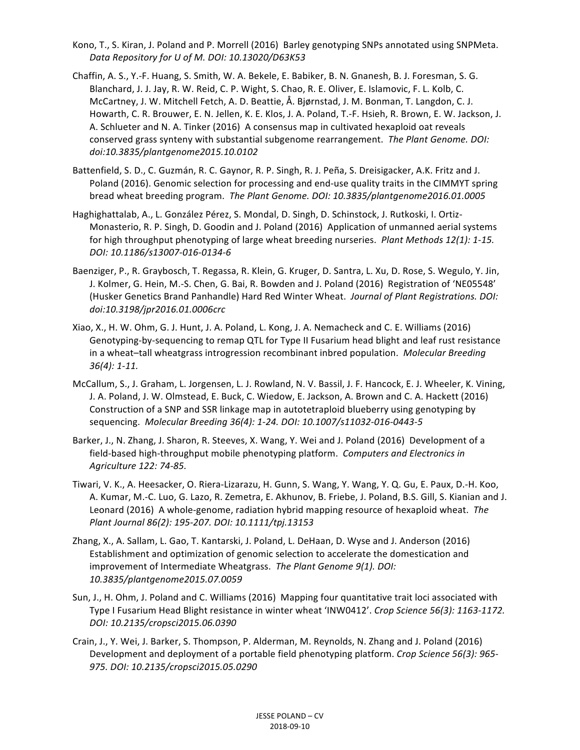Kono, T., S. Kiran, J. Poland and P. Morrell (2016) Barley genotyping SNPs annotated using SNPMeta. *Data Repository for U of M. DOI: 10.13020/D63K53*

Chaffin, A. S., Y.-F. Huang, S. Smith, W. A. Bekele, E. Babiker, B. N. Gnanesh, B. J. Foresman, S. G. Blanchard, J. J. Jay, R. W. Reid, C. P. Wight, S. Chao, R. E. Oliver, E. Islamovic, F. L. Kolb, C. McCartney, J. W. Mitchell Fetch, A. D. Beattie, Å. Bjørnstad, J. M. Bonman, T. Langdon, C. J. Howarth, C. R. Brouwer, E. N. Jellen, K. E. Klos, J. A. Poland, T.-F. Hsieh, R. Brown, E. W. Jackson, J. A. Schlueter and N. A. Tinker (2016) A consensus map in cultivated hexaploid oat reveals conserved grass synteny with substantial subgenome rearrangement. *The Plant Genome. DOI: doi:10.3835/plantgenome2015.10.0102*

Battenfield, S. D., C. Guzmán, R. C. Gaynor, R. P. Singh, R. J. Peña, S. Dreisigacker, A.K. Fritz and J. Poland (2016). Genomic selection for processing and end-use quality traits in the CIMMYT spring bread wheat breeding program. *The Plant Genome. DOI: 10.3835/plantgenome2016.01.0005*

Haghighattalab, A., L. González Pérez, S. Mondal, D. Singh, D. Schinstock, J. Rutkoski, I. Ortiz-Monasterio, R. P. Singh, D. Goodin and J. Poland (2016) Application of unmanned aerial systems for high throughput phenotyping of large wheat breeding nurseries. *Plant Methods 12(1): 1-15. DOI: 10.1186/s13007-016-0134-6*

Baenziger, P., R. Graybosch, T. Regassa, R. Klein, G. Kruger, D. Santra, L. Xu, D. Rose, S. Wegulo, Y. Jin, J. Kolmer, G. Hein, M.-S. Chen, G. Bai, R. Bowden and J. Poland (2016) Registration of 'NE05548' (Husker Genetics Brand Panhandle) Hard Red Winter Wheat. *Journal of Plant Registrations. DOI: doi:10.3198/jpr2016.01.0006crc*

Xiao, X., H. W. Ohm, G. J. Hunt, J. A. Poland, L. Kong, J. A. Nemacheck and C. E. Williams (2016) Genotyping-by-sequencing to remap QTL for Type II Fusarium head blight and leaf rust resistance in a wheat–tall wheatgrass introgression recombinant inbred population. *Molecular Breeding 36(4): 1-11.*

McCallum, S., J. Graham, L. Jorgensen, L. J. Rowland, N. V. Bassil, J. F. Hancock, E. J. Wheeler, K. Vining, J. A. Poland, J. W. Olmstead, E. Buck, C. Wiedow, E. Jackson, A. Brown and C. A. Hackett (2016) Construction of a SNP and SSR linkage map in autotetraploid blueberry using genotyping by sequencing. *Molecular Breeding 36(4): 1-24. DOI: 10.1007/s11032-016-0443-5*

Barker, J., N. Zhang, J. Sharon, R. Steeves, X. Wang, Y. Wei and J. Poland (2016) Development of a field-based high-throughput mobile phenotyping platform. *Computers and Electronics in Agriculture 122: 74-85.*

Tiwari, V. K., A. Heesacker, O. Riera-Lizarazu, H. Gunn, S. Wang, Y. Wang, Y. Q. Gu, E. Paux, D.-H. Koo, A. Kumar, M.-C. Luo, G. Lazo, R. Zemetra, E. Akhunov, B. Friebe, J. Poland, B.S. Gill, S. Kianian and J. Leonard (2016) A whole-genome, radiation hybrid mapping resource of hexaploid wheat. *The Plant Journal 86(2): 195-207. DOI: 10.1111/tpj.13153*

Zhang, X., A. Sallam, L. Gao, T. Kantarski, J. Poland, L. DeHaan, D. Wyse and J. Anderson (2016) Establishment and optimization of genomic selection to accelerate the domestication and improvement of Intermediate Wheatgrass. *The Plant Genome 9(1). DOI: 10.3835/plantgenome2015.07.0059*

Sun, J., H. Ohm, J. Poland and C. Williams (2016) Mapping four quantitative trait loci associated with Type I Fusarium Head Blight resistance in winter wheat 'INW0412'. *Crop Science 56(3): 1163-1172. DOI: 10.2135/cropsci2015.06.0390*

Crain, J., Y. Wei, J. Barker, S. Thompson, P. Alderman, M. Reynolds, N. Zhang and J. Poland (2016) Development and deployment of a portable field phenotyping platform. *Crop Science 56(3): 965-975. DOI: 10.2135/cropsci2015.05.0290*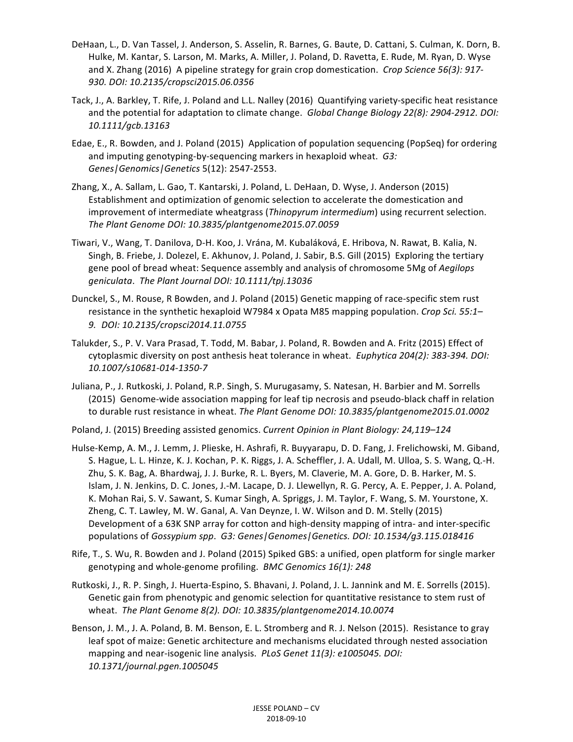DeHaan, L., D. Van Tassel, J. Anderson, S. Asselin, R. Barnes, G. Baute, D. Cattani, S. Culman, K. Dorn, B. Hulke, M. Kantar, S. Larson, M. Marks, A. Miller, J. Poland, D. Ravetta, E. Rude, M. Ryan, D. Wyse and X. Zhang (2016) A pipeline strategy for grain crop domestication. *Crop Science 56(3): 917-930. DOI: 10.2135/cropsci2015.06.0356*

Tack, J., A. Barkley, T. Rife, J. Poland and L.L. Nalley (2016) Quantifying variety-specific heat resistance and the potential for adaptation to climate change. *Global Change Biology 22(8): 2904-2912. DOI: 10.1111/gcb.13163*

Edae, E., R. Bowden, and J. Poland (2015) Application of population sequencing (PopSeq) for ordering and imputing genotyping-by-sequencing markers in hexaploid wheat. *G3: Genes|Genomics|Genetics* 5(12): 2547-2553.

Zhang, X., A. Sallam, L. Gao, T. Kantarski, J. Poland, L. DeHaan, D. Wyse, J. Anderson (2015) Establishment and optimization of genomic selection to accelerate the domestication and improvement of intermediate wheatgrass (*Thinopyrum intermedium*) using recurrent selection. *The Plant Genome DOI: 10.3835/plantgenome2015.07.0059*

Tiwari, V., Wang, T. Danilova, D-H. Koo, J. Vrána, M. Kubaláková, E. Hribova, N. Rawat, B. Kalia, N. Singh, B. Friebe, J. Dolezel, E. Akhunov, J. Poland, J. Sabir, B.S. Gill (2015) Exploring the tertiary gene pool of bread wheat: Sequence assembly and analysis of chromosome 5Mg of *Aegilops geniculata*. *The Plant Journal DOI: 10.1111/tpj.13036*

Dunckel, S., M. Rouse, R Bowden, and J. Poland (2015) Genetic mapping of race-specific stem rust resistance in the synthetic hexaploid W7984 x Opata M85 mapping population. *Crop Sci. 55:1–9. DOI: 10.2135/cropsci2014.11.0755*

Talukder, S., P. V. Vara Prasad, T. Todd, M. Babar, J. Poland, R. Bowden and A. Fritz (2015) Effect of cytoplasmic diversity on post anthesis heat tolerance in wheat. *Euphytica 204(2): 383-394. DOI: 10.1007/s10681-014-1350-7*

Juliana, P., J. Rutkoski, J. Poland, R.P. Singh, S. Murugasamy, S. Natesan, H. Barbier and M. Sorrells (2015) Genome-wide association mapping for leaf tip necrosis and pseudo-black chaff in relation to durable rust resistance in wheat. *The Plant Genome DOI: 10.3835/plantgenome2015.01.0002*

Poland, J. (2015) Breeding assisted genomics. *Current Opinion in Plant Biology: 24,119–124*

Hulse-Kemp, A. M., J. Lemm, J. Plieske, H. Ashrafi, R. Buyyarapu, D. D. Fang, J. Frelichowski, M. Giband, S. Hague, L. L. Hinze, K. J. Kochan, P. K. Riggs, J. A. Scheffler, J. A. Udall, M. Ulloa, S. S. Wang, Q.-H. Zhu, S. K. Bag, A. Bhardwaj, J. J. Burke, R. L. Byers, M. Claverie, M. A. Gore, D. B. Harker, M. S. Islam, J. N. Jenkins, D. C. Jones, J.-M. Lacape, D. J. Llewellyn, R. G. Percy, A. E. Pepper, J. A. Poland, K. Mohan Rai, S. V. Sawant, S. Kumar Singh, A. Spriggs, J. M. Taylor, F. Wang, S. M. Yourstone, X. Zheng, C. T. Lawley, M. W. Ganal, A. Van Deynze, I. W. Wilson and D. M. Stelly (2015) Development of a 63K SNP array for cotton and high-density mapping of intra- and inter-specific populations of *Gossypium spp*. *G3: Genes|Genomes|Genetics. DOI: 10.1534/g3.115.018416*

Rife, T., S. Wu, R. Bowden and J. Poland (2015) Spiked GBS: a unified, open platform for single marker genotyping and whole-genome profiling. *BMC Genomics 16(1): 248*

Rutkoski, J., R. P. Singh, J. Huerta-Espino, S. Bhavani, J. Poland, J. L. Jannink and M. E. Sorrells (2015). Genetic gain from phenotypic and genomic selection for quantitative resistance to stem rust of wheat. *The Plant Genome 8(2). DOI: 10.3835/plantgenome2014.10.0074*

Benson, J. M., J. A. Poland, B. M. Benson, E. L. Stromberg and R. J. Nelson (2015). Resistance to gray leaf spot of maize: Genetic architecture and mechanisms elucidated through nested association mapping and near-isogenic line analysis. *PLoS Genet 11(3): e1005045. DOI: 10.1371/journal.pgen.1005045*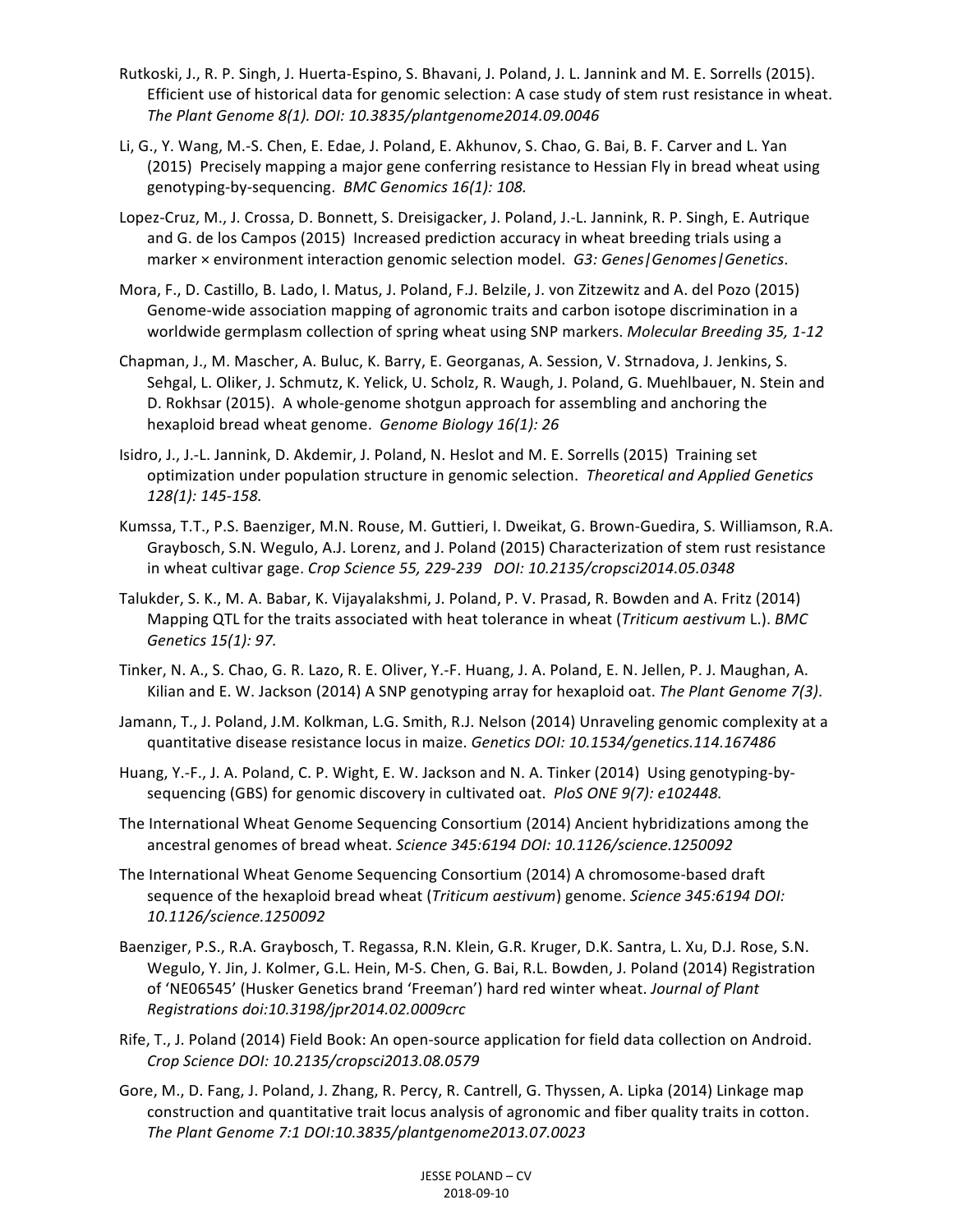Rutkoski, J., R. P. Singh, J. Huerta-Espino, S. Bhavani, J. Poland, J. L. Jannink and M. E. Sorrells (2015). Efficient use of historical data for genomic selection: A case study of stem rust resistance in wheat. *The Plant Genome 8(1). DOI: 10.3835/plantgenome2014.09.0046*

Li, G., Y. Wang, M.-S. Chen, E. Edae, J. Poland, E. Akhunov, S. Chao, G. Bai, B. F. Carver and L. Yan (2015) Precisely mapping a major gene conferring resistance to Hessian Fly in bread wheat using genotyping-by-sequencing. *BMC Genomics 16(1): 108.*

Lopez-Cruz, M., J. Crossa, D. Bonnett, S. Dreisigacker, J. Poland, J.-L. Jannink, R. P. Singh, E. Autrique and G. de los Campos (2015) Increased prediction accuracy in wheat breeding trials using a marker × environment interaction genomic selection model. *G3: Genes|Genomes|Genetics*.

Mora, F., D. Castillo, B. Lado, I. Matus, J. Poland, F.J. Belzile, J. von Zitzewitz and A. del Pozo (2015) Genome-wide association mapping of agronomic traits and carbon isotope discrimination in a worldwide germplasm collection of spring wheat using SNP markers. *Molecular Breeding 35, 1-12*

Chapman, J., M. Mascher, A. Buluc, K. Barry, E. Georganas, A. Session, V. Strnadova, J. Jenkins, S. Sehgal, L. Oliker, J. Schmutz, K. Yelick, U. Scholz, R. Waugh, J. Poland, G. Muehlbauer, N. Stein and D. Rokhsar (2015). A whole-genome shotgun approach for assembling and anchoring the hexaploid bread wheat genome. *Genome Biology 16(1): 26*

Isidro, J., J.-L. Jannink, D. Akdemir, J. Poland, N. Heslot and M. E. Sorrells (2015) Training set optimization under population structure in genomic selection. *Theoretical and Applied Genetics 128(1): 145-158.*

Kumssa, T.T., P.S. Baenziger, M.N. Rouse, M. Guttieri, I. Dweikat, G. Brown-Guedira, S. Williamson, R.A. Graybosch, S.N. Wegulo, A.J. Lorenz, and J. Poland (2015) Characterization of stem rust resistance in wheat cultivar gage. *Crop Science 55, 229-239 DOI: 10.2135/cropsci2014.05.0348*

Talukder, S. K., M. A. Babar, K. Vijayalakshmi, J. Poland, P. V. Prasad, R. Bowden and A. Fritz (2014) Mapping QTL for the traits associated with heat tolerance in wheat (*Triticum aestivum* L.). *BMC Genetics 15(1): 97.*

Tinker, N. A., S. Chao, G. R. Lazo, R. E. Oliver, Y.-F. Huang, J. A. Poland, E. N. Jellen, P. J. Maughan, A. Kilian and E. W. Jackson (2014) A SNP genotyping array for hexaploid oat. *The Plant Genome 7(3)*.

Jamann, T., J. Poland, J.M. Kolkman, L.G. Smith, R.J. Nelson (2014) Unraveling genomic complexity at a quantitative disease resistance locus in maize. *Genetics DOI: 10.1534/genetics.114.167486*

Huang, Y.-F., J. A. Poland, C. P. Wight, E. W. Jackson and N. A. Tinker (2014) Using genotyping-by-sequencing (GBS) for genomic discovery in cultivated oat. *PloS ONE 9(7): e102448.*

The International Wheat Genome Sequencing Consortium (2014) Ancient hybridizations among the ancestral genomes of bread wheat. *Science 345:6194 DOI: 10.1126/science.1250092*

The International Wheat Genome Sequencing Consortium (2014) A chromosome-based draft sequence of the hexaploid bread wheat (*Triticum aestivum*) genome. *Science 345:6194 DOI: 10.1126/science.1250092*

Baenziger, P.S., R.A. Graybosch, T. Regassa, R.N. Klein, G.R. Kruger, D.K. Santra, L. Xu, D.J. Rose, S.N. Wegulo, Y. Jin, J. Kolmer, G.L. Hein, M-S. Chen, G. Bai, R.L. Bowden, J. Poland (2014) Registration of 'NE06545' (Husker Genetics brand 'Freeman') hard red winter wheat. *Journal of Plant Registrations doi:10.3198/jpr2014.02.0009crc*

Rife, T., J. Poland (2014) Field Book: An open-source application for field data collection on Android. *Crop Science DOI: 10.2135/cropsci2013.08.0579*

Gore, M., D. Fang, J. Poland, J. Zhang, R. Percy, R. Cantrell, G. Thyssen, A. Lipka (2014) Linkage map construction and quantitative trait locus analysis of agronomic and fiber quality traits in cotton. *The Plant Genome 7:1 DOI:10.3835/plantgenome2013.07.0023*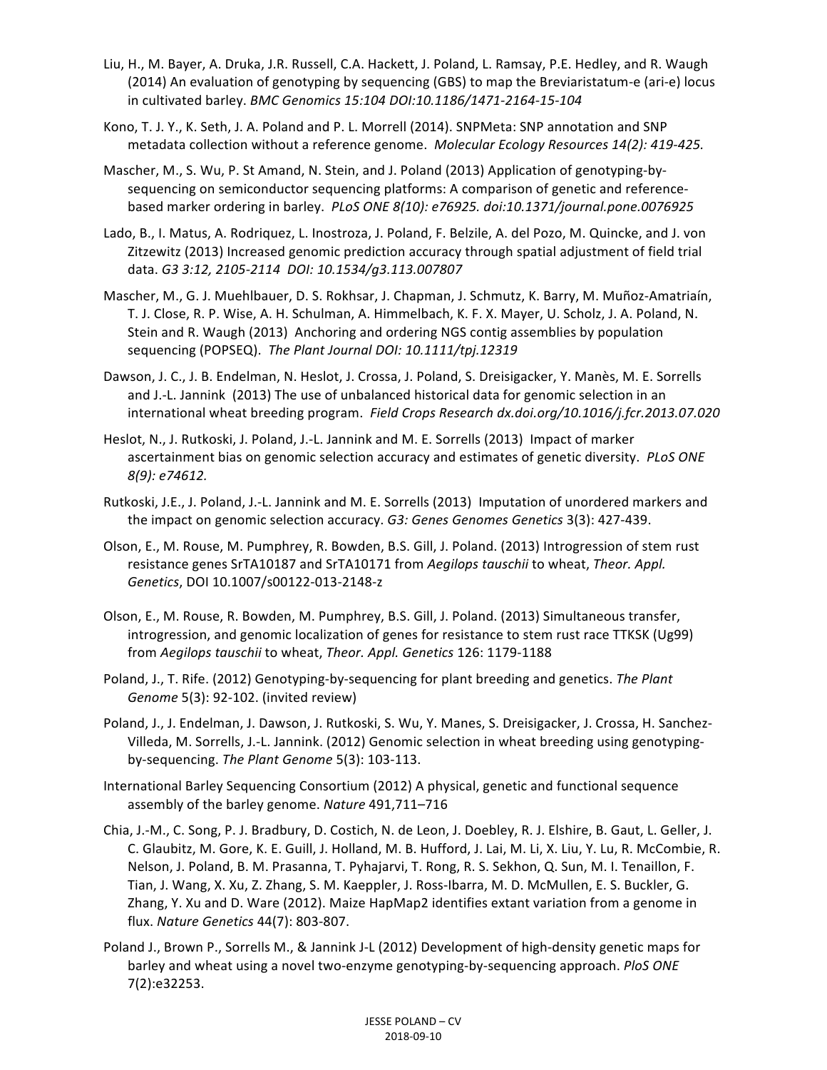Liu, H., M. Bayer, A. Druka, J.R. Russell, C.A. Hackett, J. Poland, L. Ramsay, P.E. Hedley, and R. Waugh (2014) An evaluation of genotyping by sequencing (GBS) to map the Breviaristatum-e (ari-e) locus in cultivated barley. *BMC Genomics 15:104 DOI:10.1186/1471-2164-15-104*

Kono, T. J. Y., K. Seth, J. A. Poland and P. L. Morrell (2014). SNPMeta: SNP annotation and SNP metadata collection without a reference genome. *Molecular Ecology Resources 14(2): 419-425.*

Mascher, M., S. Wu, P. St Amand, N. Stein, and J. Poland (2013) Application of genotyping-by-sequencing on semiconductor sequencing platforms: A comparison of genetic and reference-based marker ordering in barley. *PLoS ONE 8(10): e76925. doi:10.1371/journal.pone.0076925*

Lado, B., I. Matus, A. Rodriquez, L. Inostroza, J. Poland, F. Belzile, A. del Pozo, M. Quincke, and J. von Zitzewitz (2013) Increased genomic prediction accuracy through spatial adjustment of field trial data. *G3 3:12, 2105-2114 DOI: 10.1534/g3.113.007807*

Mascher, M., G. J. Muehlbauer, D. S. Rokhsar, J. Chapman, J. Schmutz, K. Barry, M. Muñoz-Amatriaín, T. J. Close, R. P. Wise, A. H. Schulman, A. Himmelbach, K. F. X. Mayer, U. Scholz, J. A. Poland, N. Stein and R. Waugh (2013) Anchoring and ordering NGS contig assemblies by population sequencing (POPSEQ). *The Plant Journal DOI: 10.1111/tpj.12319*

Dawson, J. C., J. B. Endelman, N. Heslot, J. Crossa, J. Poland, S. Dreisigacker, Y. Manès, M. E. Sorrells and J.-L. Jannink (2013) The use of unbalanced historical data for genomic selection in an international wheat breeding program. *Field Crops Research dx.doi.org/10.1016/j.fcr.2013.07.020*

Heslot, N., J. Rutkoski, J. Poland, J.-L. Jannink and M. E. Sorrells (2013) Impact of marker ascertainment bias on genomic selection accuracy and estimates of genetic diversity. *PLoS ONE 8(9): e74612.*

Rutkoski, J.E., J. Poland, J.-L. Jannink and M. E. Sorrells (2013) Imputation of unordered markers and the impact on genomic selection accuracy. *G3: Genes Genomes Genetics* 3(3): 427-439.

Olson, E., M. Rouse, M. Pumphrey, R. Bowden, B.S. Gill, J. Poland. (2013) Introgression of stem rust resistance genes SrTA10187 and SrTA10171 from *Aegilops tauschii* to wheat, *Theor. Appl. Genetics*, DOI 10.1007/s00122-013-2148-z

Olson, E., M. Rouse, R. Bowden, M. Pumphrey, B.S. Gill, J. Poland. (2013) Simultaneous transfer, introgression, and genomic localization of genes for resistance to stem rust race TTKSK (Ug99) from *Aegilops tauschii* to wheat, *Theor. Appl. Genetics* 126: 1179-1188

Poland, J., T. Rife. (2012) Genotyping-by-sequencing for plant breeding and genetics. *The Plant Genome* 5(3): 92-102. (invited review)

Poland, J., J. Endelman, J. Dawson, J. Rutkoski, S. Wu, Y. Manes, S. Dreisigacker, J. Crossa, H. Sanchez-Villeda, M. Sorrells, J.-L. Jannink. (2012) Genomic selection in wheat breeding using genotyping-by-sequencing. *The Plant Genome* 5(3): 103-113.

International Barley Sequencing Consortium (2012) A physical, genetic and functional sequence assembly of the barley genome. *Nature* 491,711–716

Chia, J.-M., C. Song, P. J. Bradbury, D. Costich, N. de Leon, J. Doebley, R. J. Elshire, B. Gaut, L. Geller, J. C. Glaubitz, M. Gore, K. E. Guill, J. Holland, M. B. Hufford, J. Lai, M. Li, X. Liu, Y. Lu, R. McCombie, R. Nelson, J. Poland, B. M. Prasanna, T. Pyhajarvi, T. Rong, R. S. Sekhon, Q. Sun, M. I. Tenaillon, F. Tian, J. Wang, X. Xu, Z. Zhang, S. M. Kaeppler, J. Ross-Ibarra, M. D. McMullen, E. S. Buckler, G. Zhang, Y. Xu and D. Ware (2012). Maize HapMap2 identifies extant variation from a genome in flux. *Nature Genetics* 44(7): 803-807.

Poland J., Brown P., Sorrells M., & Jannink J-L (2012) Development of high-density genetic maps for barley and wheat using a novel two-enzyme genotyping-by-sequencing approach. *PloS ONE* 7(2):e32253.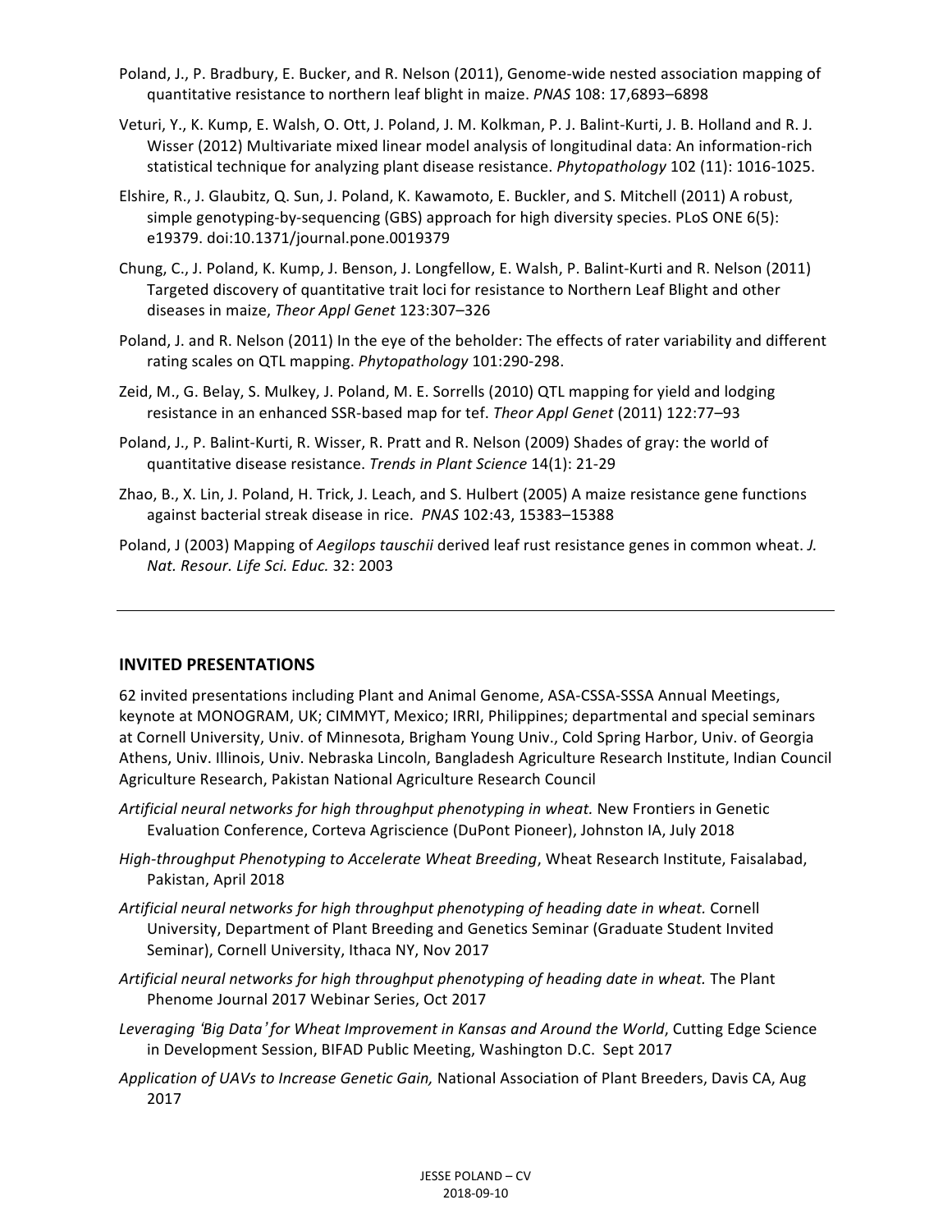Poland, J., P. Bradbury, E. Bucker, and R. Nelson (2011), Genome-wide nested association mapping of quantitative resistance to northern leaf blight in maize. *PNAS* 108: 17,6893–6898

Veturi, Y., K. Kump, E. Walsh, O. Ott, J. Poland, J. M. Kolkman, P. J. Balint-Kurti, J. B. Holland and R. J. Wisser (2012) Multivariate mixed linear model analysis of longitudinal data: An information-rich statistical technique for analyzing plant disease resistance. *Phytopathology* 102 (11): 1016-1025.

Elshire, R., J. Glaubitz, Q. Sun, J. Poland, K. Kawamoto, E. Buckler, and S. Mitchell (2011) A robust, simple genotyping-by-sequencing (GBS) approach for high diversity species. PLoS ONE 6(5): e19379. doi:10.1371/journal.pone.0019379

Chung, C., J. Poland, K. Kump, J. Benson, J. Longfellow, E. Walsh, P. Balint-Kurti and R. Nelson (2011) Targeted discovery of quantitative trait loci for resistance to Northern Leaf Blight and other diseases in maize, *Theor Appl Genet* 123:307–326

Poland, J. and R. Nelson (2011) In the eye of the beholder: The effects of rater variability and different rating scales on QTL mapping. *Phytopathology* 101:290-298.

Zeid, M., G. Belay, S. Mulkey, J. Poland, M. E. Sorrells (2010) QTL mapping for yield and lodging resistance in an enhanced SSR-based map for tef. *Theor Appl Genet* (2011) 122:77–93

Poland, J., P. Balint-Kurti, R. Wisser, R. Pratt and R. Nelson (2009) Shades of gray: the world of quantitative disease resistance. *Trends in Plant Science* 14(1): 21-29

Zhao, B., X. Lin, J. Poland, H. Trick, J. Leach, and S. Hulbert (2005) A maize resistance gene functions against bacterial streak disease in rice. *PNAS* 102:43, 15383–15388

Poland, J (2003) Mapping of *Aegilops tauschii* derived leaf rust resistance genes in common wheat. *J. Nat. Resour. Life Sci. Educ.* 32: 2003

---

## INVITED PRESENTATIONS

62 invited presentations including Plant and Animal Genome, ASA-CSSA-SSSA Annual Meetings, keynote at MONOGRAM, UK; CIMMYT, Mexico; IRRI, Philippines; departmental and special seminars at Cornell University, Univ. of Minnesota, Brigham Young Univ., Cold Spring Harbor, Univ. of Georgia Athens, Univ. Illinois, Univ. Nebraska Lincoln, Bangladesh Agriculture Research Institute, Indian Council Agriculture Research, Pakistan National Agriculture Research Council

*Artificial neural networks for high throughput phenotyping in wheat.* New Frontiers in Genetic Evaluation Conference, Corteva Agriscience (DuPont Pioneer), Johnston IA, July 2018

*High-throughput Phenotyping to Accelerate Wheat Breeding*, Wheat Research Institute, Faisalabad, Pakistan, April 2018

*Artificial neural networks for high throughput phenotyping of heading date in wheat.* Cornell University, Department of Plant Breeding and Genetics Seminar (Graduate Student Invited Seminar), Cornell University, Ithaca NY, Nov 2017

*Artificial neural networks for high throughput phenotyping of heading date in wheat.* The Plant Phenome Journal 2017 Webinar Series, Oct 2017

*Leveraging 'Big Data' for Wheat Improvement in Kansas and Around the World*, Cutting Edge Science in Development Session, BIFAD Public Meeting, Washington D.C. Sept 2017

*Application of UAVs to Increase Genetic Gain,* National Association of Plant Breeders, Davis CA, Aug 2017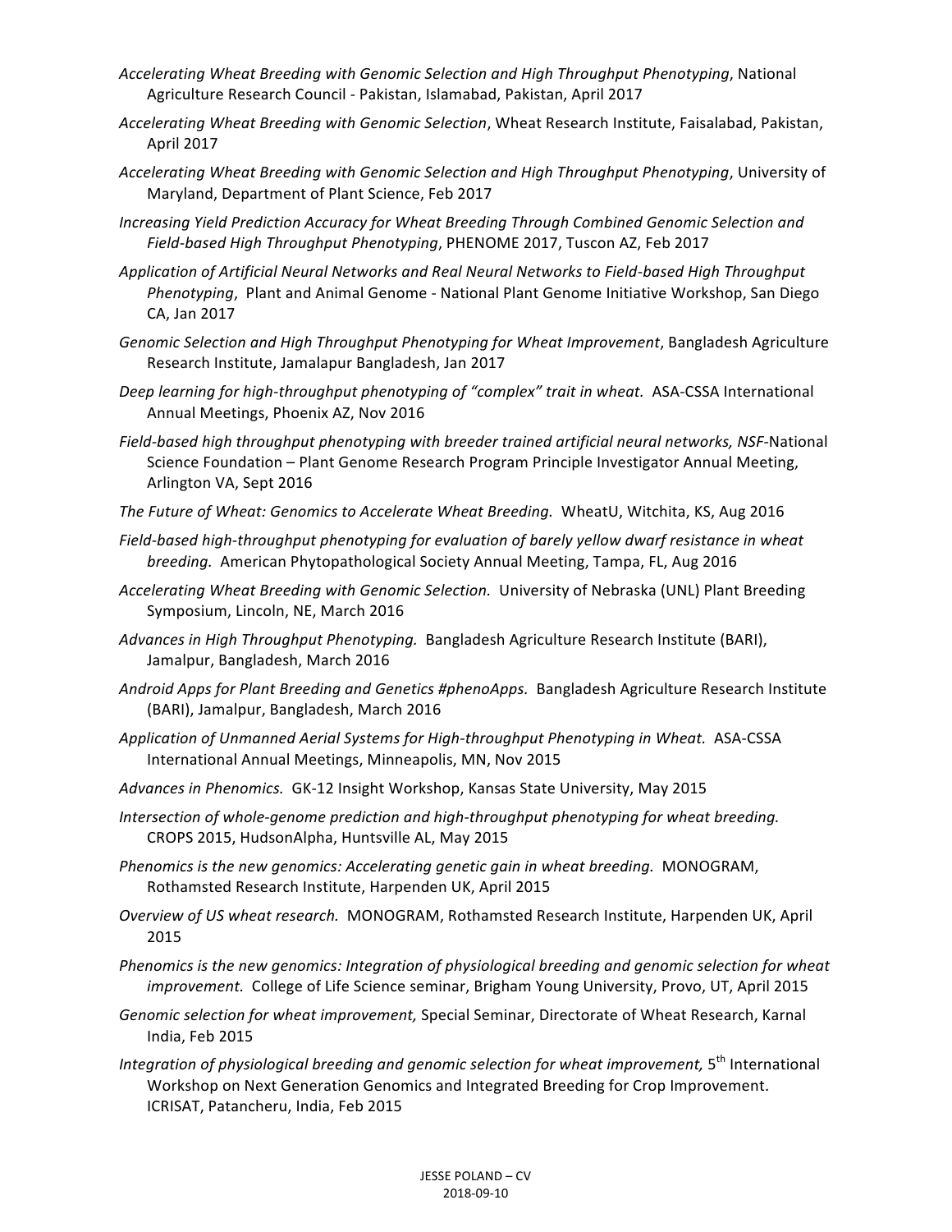*Accelerating Wheat Breeding with Genomic Selection and High Throughput Phenotyping*, National Agriculture Research Council - Pakistan, Islamabad, Pakistan, April 2017

*Accelerating Wheat Breeding with Genomic Selection*, Wheat Research Institute, Faisalabad, Pakistan, April 2017

*Accelerating Wheat Breeding with Genomic Selection and High Throughput Phenotyping*, University of Maryland, Department of Plant Science, Feb 2017

*Increasing Yield Prediction Accuracy for Wheat Breeding Through Combined Genomic Selection and Field-based High Throughput Phenotyping*, PHENOME 2017, Tuscon AZ, Feb 2017

*Application of Artificial Neural Networks and Real Neural Networks to Field-based High Throughput Phenotyping*, Plant and Animal Genome - National Plant Genome Initiative Workshop, San Diego CA, Jan 2017

*Genomic Selection and High Throughput Phenotyping for Wheat Improvement*, Bangladesh Agriculture Research Institute, Jamalapur Bangladesh, Jan 2017

*Deep learning for high-throughput phenotyping of "complex" trait in wheat.* ASA-CSSA International Annual Meetings, Phoenix AZ, Nov 2016

*Field-based high throughput phenotyping with breeder trained artificial neural networks, NSF*-National Science Foundation – Plant Genome Research Program Principle Investigator Annual Meeting, Arlington VA, Sept 2016

*The Future of Wheat: Genomics to Accelerate Wheat Breeding.* WheatU, Witchita, KS, Aug 2016

*Field-based high-throughput phenotyping for evaluation of barely yellow dwarf resistance in wheat breeding.* American Phytopathological Society Annual Meeting, Tampa, FL, Aug 2016

*Accelerating Wheat Breeding with Genomic Selection.* University of Nebraska (UNL) Plant Breeding Symposium, Lincoln, NE, March 2016

*Advances in High Throughput Phenotyping.* Bangladesh Agriculture Research Institute (BARI), Jamalpur, Bangladesh, March 2016

*Android Apps for Plant Breeding and Genetics #phenoApps.* Bangladesh Agriculture Research Institute (BARI), Jamalpur, Bangladesh, March 2016

*Application of Unmanned Aerial Systems for High-throughput Phenotyping in Wheat.* ASA-CSSA International Annual Meetings, Minneapolis, MN, Nov 2015

*Advances in Phenomics.* GK-12 Insight Workshop, Kansas State University, May 2015

*Intersection of whole-genome prediction and high-throughput phenotyping for wheat breeding.* CROPS 2015, HudsonAlpha, Huntsville AL, May 2015

*Phenomics is the new genomics: Accelerating genetic gain in wheat breeding.* MONOGRAM, Rothamsted Research Institute, Harpenden UK, April 2015

*Overview of US wheat research.* MONOGRAM, Rothamsted Research Institute, Harpenden UK, April 2015

*Phenomics is the new genomics: Integration of physiological breeding and genomic selection for wheat improvement.* College of Life Science seminar, Brigham Young University, Provo, UT, April 2015

*Genomic selection for wheat improvement,* Special Seminar, Directorate of Wheat Research, Karnal India, Feb 2015

*Integration of physiological breeding and genomic selection for wheat improvement,* 5th International Workshop on Next Generation Genomics and Integrated Breeding for Crop Improvement. ICRISAT, Patancheru, India, Feb 2015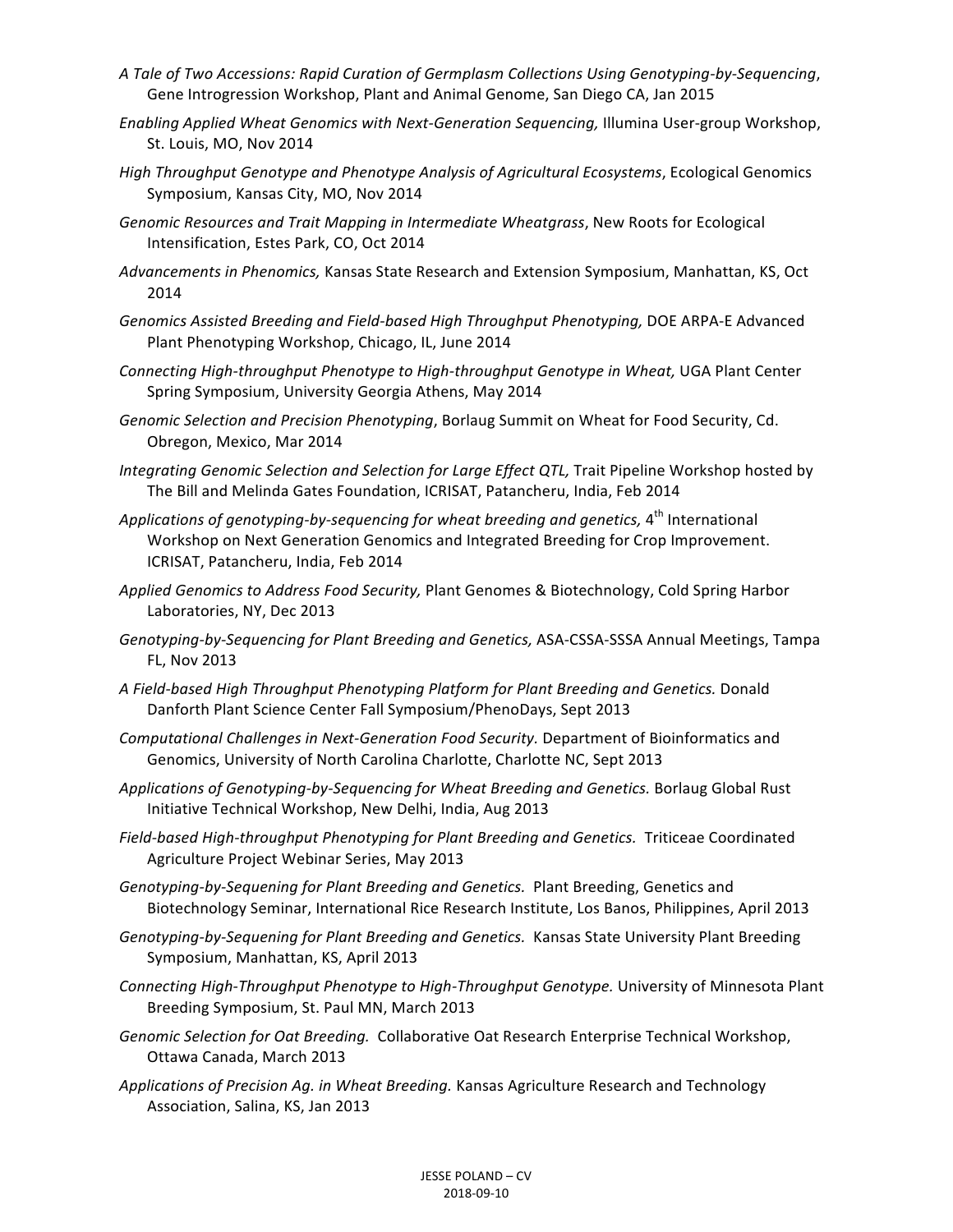*A Tale of Two Accessions: Rapid Curation of Germplasm Collections Using Genotyping-by-Sequencing*, Gene Introgression Workshop, Plant and Animal Genome, San Diego CA, Jan 2015

*Enabling Applied Wheat Genomics with Next-Generation Sequencing,* Illumina User-group Workshop, St. Louis, MO, Nov 2014

*High Throughput Genotype and Phenotype Analysis of Agricultural Ecosystems*, Ecological Genomics Symposium, Kansas City, MO, Nov 2014

*Genomic Resources and Trait Mapping in Intermediate Wheatgrass*, New Roots for Ecological Intensification, Estes Park, CO, Oct 2014

*Advancements in Phenomics,* Kansas State Research and Extension Symposium, Manhattan, KS, Oct 2014

*Genomics Assisted Breeding and Field-based High Throughput Phenotyping,* DOE ARPA-E Advanced Plant Phenotyping Workshop, Chicago, IL, June 2014

*Connecting High-throughput Phenotype to High-throughput Genotype in Wheat,* UGA Plant Center Spring Symposium, University Georgia Athens, May 2014

*Genomic Selection and Precision Phenotyping*, Borlaug Summit on Wheat for Food Security, Cd. Obregon, Mexico, Mar 2014

*Integrating Genomic Selection and Selection for Large Effect QTL,* Trait Pipeline Workshop hosted by The Bill and Melinda Gates Foundation, ICRISAT, Patancheru, India, Feb 2014

*Applications of genotyping-by-sequencing for wheat breeding and genetics,* 4th International Workshop on Next Generation Genomics and Integrated Breeding for Crop Improvement. ICRISAT, Patancheru, India, Feb 2014

*Applied Genomics to Address Food Security,* Plant Genomes & Biotechnology, Cold Spring Harbor Laboratories, NY, Dec 2013

*Genotyping-by-Sequencing for Plant Breeding and Genetics,* ASA-CSSA-SSSA Annual Meetings, Tampa FL, Nov 2013

*A Field-based High Throughput Phenotyping Platform for Plant Breeding and Genetics.* Donald Danforth Plant Science Center Fall Symposium/PhenoDays, Sept 2013

*Computational Challenges in Next-Generation Food Security.* Department of Bioinformatics and Genomics, University of North Carolina Charlotte, Charlotte NC, Sept 2013

*Applications of Genotyping-by-Sequencing for Wheat Breeding and Genetics.* Borlaug Global Rust Initiative Technical Workshop, New Delhi, India, Aug 2013

*Field-based High-throughput Phenotyping for Plant Breeding and Genetics.* Triticeae Coordinated Agriculture Project Webinar Series, May 2013

*Genotyping-by-Sequening for Plant Breeding and Genetics.* Plant Breeding, Genetics and Biotechnology Seminar, International Rice Research Institute, Los Banos, Philippines, April 2013

*Genotyping-by-Sequening for Plant Breeding and Genetics.* Kansas State University Plant Breeding Symposium, Manhattan, KS, April 2013

*Connecting High-Throughput Phenotype to High-Throughput Genotype.* University of Minnesota Plant Breeding Symposium, St. Paul MN, March 2013

*Genomic Selection for Oat Breeding.* Collaborative Oat Research Enterprise Technical Workshop, Ottawa Canada, March 2013

*Applications of Precision Ag. in Wheat Breeding.* Kansas Agriculture Research and Technology Association, Salina, KS, Jan 2013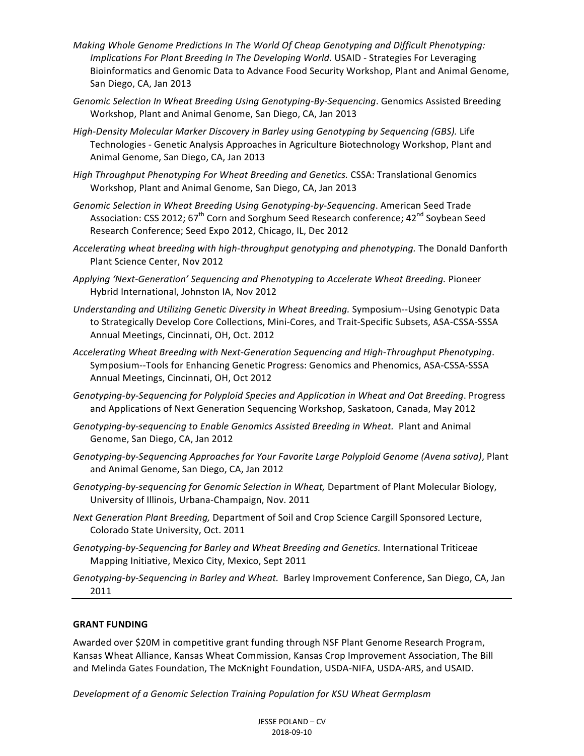*Making Whole Genome Predictions In The World Of Cheap Genotyping and Difficult Phenotyping: Implications For Plant Breeding In The Developing World.* USAID - Strategies For Leveraging Bioinformatics and Genomic Data to Advance Food Security Workshop, Plant and Animal Genome, San Diego, CA, Jan 2013

*Genomic Selection In Wheat Breeding Using Genotyping-By-Sequencing*. Genomics Assisted Breeding Workshop, Plant and Animal Genome, San Diego, CA, Jan 2013

*High-Density Molecular Marker Discovery in Barley using Genotyping by Sequencing (GBS).* Life Technologies - Genetic Analysis Approaches in Agriculture Biotechnology Workshop, Plant and Animal Genome, San Diego, CA, Jan 2013

*High Throughput Phenotyping For Wheat Breeding and Genetics.* CSSA: Translational Genomics Workshop, Plant and Animal Genome, San Diego, CA, Jan 2013

*Genomic Selection in Wheat Breeding Using Genotyping-by-Sequencing*. American Seed Trade Association: CSS 2012; 67th Corn and Sorghum Seed Research conference; 42nd Soybean Seed Research Conference; Seed Expo 2012, Chicago, IL, Dec 2012

*Accelerating wheat breeding with high-throughput genotyping and phenotyping.* The Donald Danforth Plant Science Center, Nov 2012

*Applying 'Next-Generation' Sequencing and Phenotyping to Accelerate Wheat Breeding.* Pioneer Hybrid International, Johnston IA, Nov 2012

*Understanding and Utilizing Genetic Diversity in Wheat Breeding.* Symposium--Using Genotypic Data to Strategically Develop Core Collections, Mini-Cores, and Trait-Specific Subsets, ASA-CSSA-SSSA Annual Meetings, Cincinnati, OH, Oct. 2012

*Accelerating Wheat Breeding with Next-Generation Sequencing and High-Throughput Phenotyping*. Symposium--Tools for Enhancing Genetic Progress: Genomics and Phenomics, ASA-CSSA-SSSA Annual Meetings, Cincinnati, OH, Oct 2012

*Genotyping-by-Sequencing for Polyploid Species and Application in Wheat and Oat Breeding*. Progress and Applications of Next Generation Sequencing Workshop, Saskatoon, Canada, May 2012

*Genotyping-by-sequencing to Enable Genomics Assisted Breeding in Wheat.* Plant and Animal Genome, San Diego, CA, Jan 2012

*Genotyping-by-Sequencing Approaches for Your Favorite Large Polyploid Genome (Avena sativa)*, Plant and Animal Genome, San Diego, CA, Jan 2012

*Genotyping-by-sequencing for Genomic Selection in Wheat,* Department of Plant Molecular Biology, University of Illinois, Urbana-Champaign, Nov. 2011

*Next Generation Plant Breeding,* Department of Soil and Crop Science Cargill Sponsored Lecture, Colorado State University, Oct. 2011

*Genotyping-by-Sequencing for Barley and Wheat Breeding and Genetics.* International Triticeae Mapping Initiative, Mexico City, Mexico, Sept 2011

*Genotyping-by-Sequencing in Barley and Wheat.* Barley Improvement Conference, San Diego, CA, Jan 2011

---

**GRANT FUNDING**

Awarded over $20M in competitive grant funding through NSF Plant Genome Research Program, Kansas Wheat Alliance, Kansas Wheat Commission, Kansas Crop Improvement Association, The Bill and Melinda Gates Foundation, The McKnight Foundation, USDA-NIFA, USDA-ARS, and USAID.

*Development of a Genomic Selection Training Population for KSU Wheat Germplasm*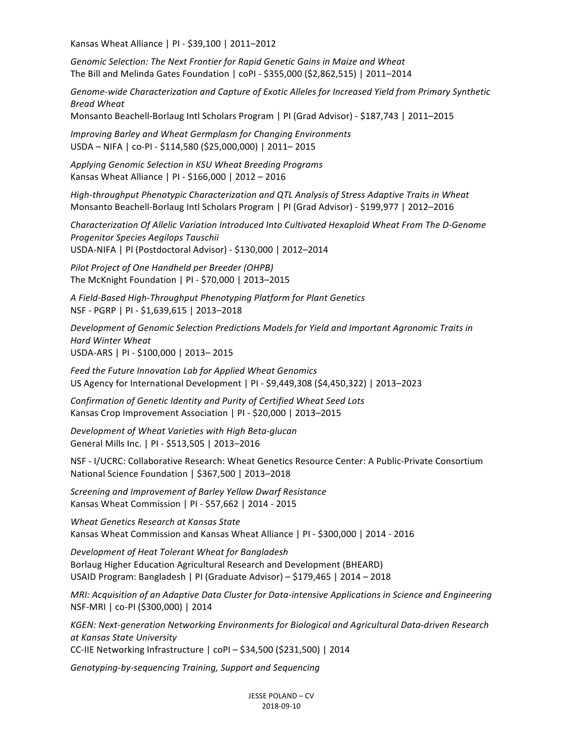Kansas Wheat Alliance | PI - $39,100 | 2011–2012

*Genomic Selection: The Next Frontier for Rapid Genetic Gains in Maize and Wheat*
The Bill and Melinda Gates Foundation | coPI - $355,000 ($2,862,515) | 2011–2014

*Genome-wide Characterization and Capture of Exotic Alleles for Increased Yield from Primary Synthetic Bread Wheat*
Monsanto Beachell-Borlaug Intl Scholars Program | PI (Grad Advisor) - $187,743 | 2011–2015

*Improving Barley and Wheat Germplasm for Changing Environments*
USDA – NIFA | co-PI - $114,580 ($25,000,000) | 2011– 2015

*Applying Genomic Selection in KSU Wheat Breeding Programs*
Kansas Wheat Alliance | PI - $166,000 | 2012 – 2016

*High-throughput Phenotypic Characterization and QTL Analysis of Stress Adaptive Traits in Wheat*
Monsanto Beachell-Borlaug Intl Scholars Program | PI (Grad Advisor) - $199,977 | 2012–2016

*Characterization Of Allelic Variation Introduced Into Cultivated Hexaploid Wheat From The D-Genome Progenitor Species Aegilops Tauschii*
USDA-NIFA | PI (Postdoctoral Advisor) - $130,000 | 2012–2014

*Pilot Project of One Handheld per Breeder (OHPB)*
The McKnight Foundation | PI - $70,000 | 2013–2015

*A Field-Based High-Throughput Phenotyping Platform for Plant Genetics*
NSF - PGRP | PI - $1,639,615 | 2013–2018

*Development of Genomic Selection Predictions Models for Yield and Important Agronomic Traits in Hard Winter Wheat*
USDA-ARS | PI - $100,000 | 2013– 2015

*Feed the Future Innovation Lab for Applied Wheat Genomics*
US Agency for International Development | PI - $9,449,308 ($4,450,322) | 2013–2023

*Confirmation of Genetic Identity and Purity of Certified Wheat Seed Lots*
Kansas Crop Improvement Association | PI - $20,000 | 2013–2015

*Development of Wheat Varieties with High Beta-glucan*
General Mills Inc. | PI - $513,505 | 2013–2016

NSF - I/UCRC: Collaborative Research: Wheat Genetics Resource Center: A Public-Private Consortium
National Science Foundation | $367,500 | 2013–2018

*Screening and Improvement of Barley Yellow Dwarf Resistance*
Kansas Wheat Commission | PI - $57,662 | 2014 - 2015

*Wheat Genetics Research at Kansas State*
Kansas Wheat Commission and Kansas Wheat Alliance | PI - $300,000 | 2014 - 2016

*Development of Heat Tolerant Wheat for Bangladesh*
Borlaug Higher Education Agricultural Research and Development (BHEARD)
USAID Program: Bangladesh | PI (Graduate Advisor) – $179,465 | 2014 – 2018

*MRI: Acquisition of an Adaptive Data Cluster for Data-intensive Applications in Science and Engineering*
NSF-MRI | co-PI ($300,000) | 2014

*KGEN: Next-generation Networking Environments for Biological and Agricultural Data-driven Research at Kansas State University*
CC-IIE Networking Infrastructure | coPI – $34,500 ($231,500) | 2014

*Genotyping-by-sequencing Training, Support and Sequencing*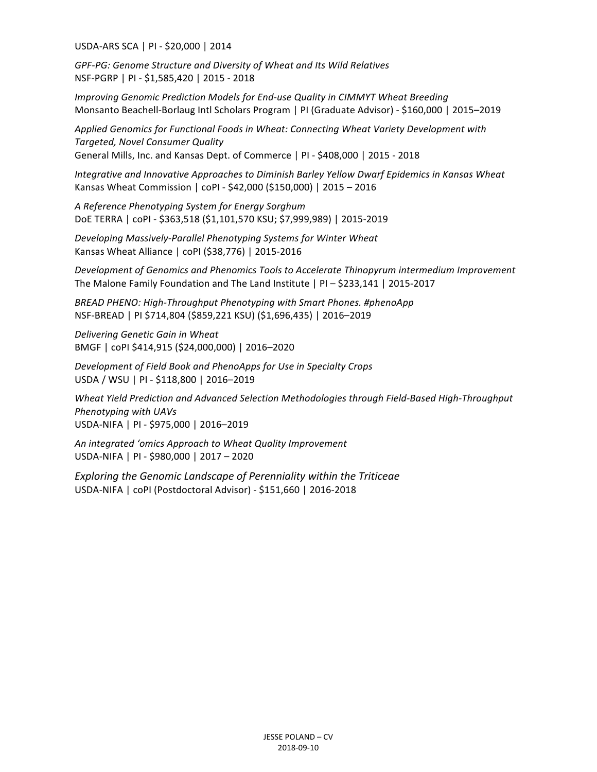USDA-ARS SCA | PI - $20,000 | 2014

*GPF-PG: Genome Structure and Diversity of Wheat and Its Wild Relatives*
NSF-PGRP | PI - $1,585,420 | 2015 - 2018

*Improving Genomic Prediction Models for End-use Quality in CIMMYT Wheat Breeding*
Monsanto Beachell-Borlaug Intl Scholars Program | PI (Graduate Advisor) - $160,000 | 2015–2019

*Applied Genomics for Functional Foods in Wheat: Connecting Wheat Variety Development with Targeted, Novel Consumer Quality*
General Mills, Inc. and Kansas Dept. of Commerce | PI - $408,000 | 2015 - 2018

*Integrative and Innovative Approaches to Diminish Barley Yellow Dwarf Epidemics in Kansas Wheat*
Kansas Wheat Commission | coPI - $42,000 ($150,000) | 2015 – 2016

*A Reference Phenotyping System for Energy Sorghum*
DoE TERRA | coPI - $363,518 ($1,101,570 KSU; $7,999,989) | 2015-2019

*Developing Massively-Parallel Phenotyping Systems for Winter Wheat*
Kansas Wheat Alliance | coPI ($38,776) | 2015-2016

*Development of Genomics and Phenomics Tools to Accelerate Thinopyrum intermedium Improvement*
The Malone Family Foundation and The Land Institute | PI – $233,141 | 2015-2017

*BREAD PHENO: High-Throughput Phenotyping with Smart Phones. #phenoApp*
NSF-BREAD | PI $714,804 ($859,221 KSU) ($1,696,435) | 2016–2019

*Delivering Genetic Gain in Wheat*
BMGF | coPI $414,915 ($24,000,000) | 2016–2020

*Development of Field Book and PhenoApps for Use in Specialty Crops*
USDA / WSU | PI - $118,800 | 2016–2019

*Wheat Yield Prediction and Advanced Selection Methodologies through Field-Based High-Throughput Phenotyping with UAVs*
USDA-NIFA | PI - $975,000 | 2016–2019

*An integrated 'omics Approach to Wheat Quality Improvement*
USDA-NIFA | PI - $980,000 | 2017 – 2020

*Exploring the Genomic Landscape of Perenniality within the Triticeae*
USDA-NIFA | coPI (Postdoctoral Advisor) - $151,660 | 2016-2018